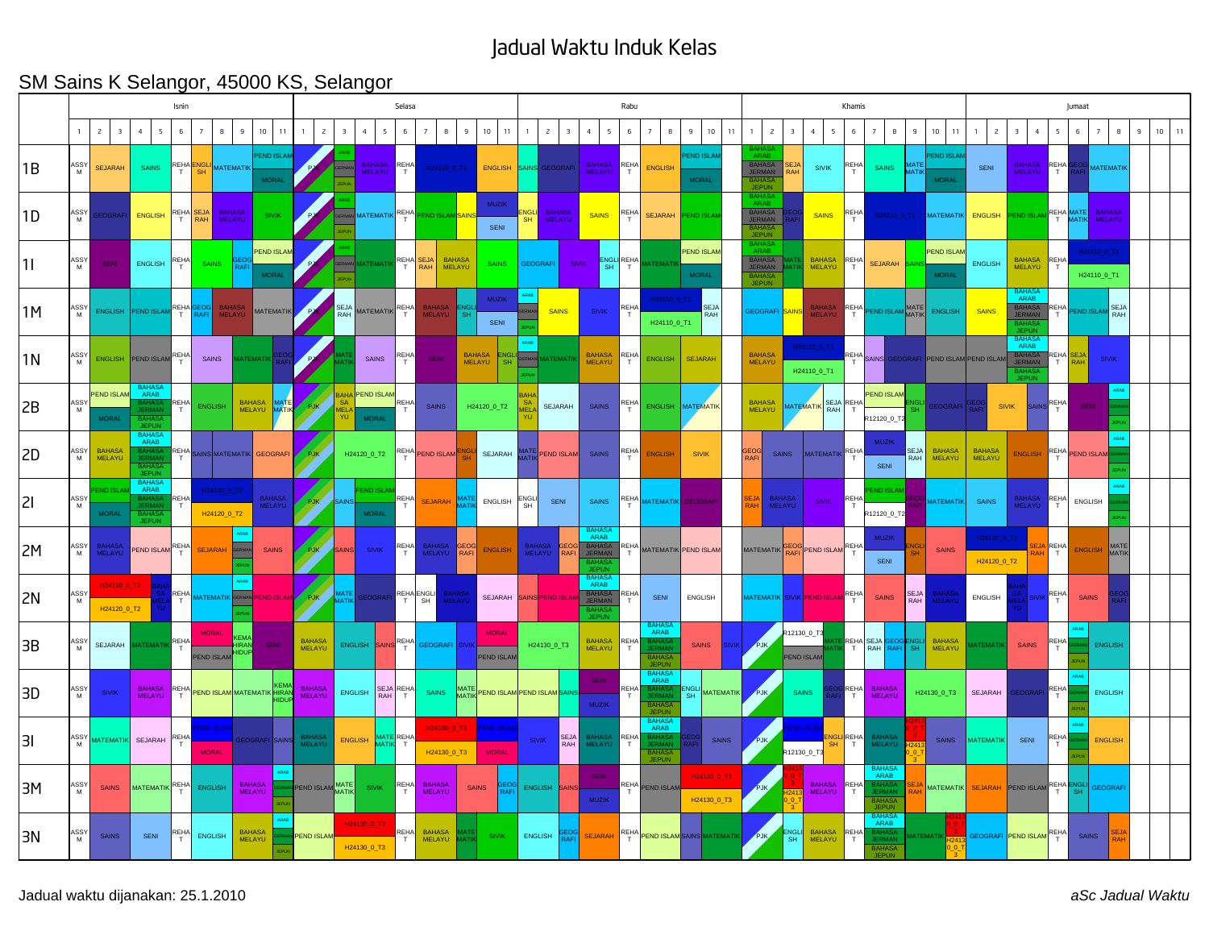# Jadual Waktu Induk Kelas

## SM Sains K Selangor, 45000 KS, Selangor

| Kelas | Isnin | Selasa | Rabu | Khamis | Jumaat |
|---|---|---|---|---|---|
| 1B | ASSYM, SEJARAH, SAINS, REHAT, ENGLISH, MATEMATIK, PEND ISLAM / MORAL | PJK, ARAB / GERMAN / JEPUN, BAHASA MELAYU, REHAT, H24110_0_T1, ENGLISH | SAINS, GEOGRAFI, BAHASA MELAYU, REHAT, ENGLISH, PEND ISLAM / MORAL | BAHASA ARAB / BAHASA JERMAN / BAHASA JEPUN, SEJARAH, SIVIK, REHAT, SAINS, MATEMATIK, PEND ISLAM / MORAL | SENI, BAHASA MELAYU, REHAT, GEOGRAFI, MATEMATIK |
| 1D | ASSYM, GEOGRAFI, ENGLISH, REHAT, SEJARAH, BAHASA MELAYU, SIVIK | PJK, ARAB / GERMAN / JEPUN, MATEMATIK, REHAT, PEND ISLAM, SAINS, MUZIK / SENI | ENGLISH, BAHASA MELAYU, SAINS, REHAT, SEJARAH, PEND ISLAM | BAHASA ARAB / BAHASA JERMAN / BAHASA JEPUN, GEOGRAFI, SAINS, REHAT, H24110_0_T1, MATEMATIK | ENGLISH, PEND ISLAM, REHAT, MATEMATIK, BAHASA MELAYU |
| 1I | ASSYM, SENI, ENGLISH, REHAT, SAINS, GEOGRAFI, PEND ISLAM / MORAL | PJK, ARAB / GERMAN / JEPUN, MATEMATIK, REHAT, SEJARAH, BAHASA MELAYU, SAINS | GEOGRAFI, SIVIK, ENGLISH, REHAT, MATEMATIK, PEND ISLAM / MORAL | BAHASA ARAB / BAHASA JERMAN / BAHASA JEPUN, MATEMATIK, BAHASA MELAYU, REHAT, SEJARAH, SAINS, PEND ISLAM / MORAL | ENGLISH, BAHASA MELAYU, REHAT, H24110_0_T1 |
| 1M | ASSYM, ENGLISH, PEND ISLAM, REHAT, GEOGRAFI, BAHASA MELAYU, MATEMATIK | PJK, SEJARAH, MATEMATIK, REHAT, BAHASA MELAYU, ENGLISH, MUZIK / SENI | ARAB / GERMAN / JEPUN, SAINS, SIVIK, REHAT, H24110_0_T1, SEJARAH | GEOGRAFI, SAINS, BAHASA MELAYU, REHAT, PEND ISLAM, MATEMATIK, ENGLISH | SAINS, BAHASA ARAB / BAHASA JERMAN / BAHASA JEPUN, REHAT, PEND ISLAM, SEJARAH |
| 1N | ASSYM, ENGLISH, PEND ISLAM, REHAT, SAINS, MATEMATIK, GEOGRAFI | PJK, MATEMATIK, SAINS, REHAT, SENI, BAHASA MELAYU, ENGLISH | ARAB / GERMAN / JEPUN, MATEMATIK, BAHASA MELAYU, REHAT, ENGLISH, SEJARAH | BAHASA MELAYU, H24110_0_T1, REHAT, SAINS, GEOGRAFI, PEND ISLAM | PEND ISLAM, BAHASA ARAB / BAHASA JERMAN / BAHASA JEPUN, REHAT, SEJARAH, SIVIK |
| 2B | ASSYM, PEND ISLAM / MORAL, BAHASA ARAB / BAHASA JERMAN / BAHASA JEPUN, REHAT, ENGLISH, BAHASA MELAYU, MATEMATIK | PJK, BAHASA MELAYU, PEND ISLAM / MORAL, REHAT, SAINS, H24120_0_T2 | BAHASA MELAYU, SEJARAH, SAINS, REHAT, ENGLISH, MATEMATIK | BAHASA MELAYU, MATEMATIK, SEJARAH, REHAT, PEND ISLAM / R12120_0_T2, ENGLISH, GEOGRAFI | GEOGRAFI, SIVIK, SAINS, REHAT, SENI, ARAB / GERMAN / JEPUN |
| 2D | ASSYM, BAHASA MELAYU, BAHASA ARAB / BAHASA JERMAN / BAHASA JEPUN, REHAT, SAINS, MATEMATIK, GEOGRAFI | PJK, H24120_0_T2, REHAT, PEND ISLAM, ENGLISH, SEJARAH | MATEMATIK, PEND ISLAM, SAINS, REHAT, ENGLISH, SIVIK | GEOGRAFI, SAINS, MATEMATIK, REHAT, MUZIK / SENI, SEJARAH, BAHASA MELAYU | BAHASA MELAYU, ENGLISH, REHAT, PEND ISLAM, ARAB / GERMAN / JEPUN |
| 2I | ASSYM, PEND ISLAM / MORAL, BAHASA ARAB / BAHASA JERMAN / BAHASA JEPUN, REHAT, H24120_0_T2, BAHASA MELAYU | PJK, SAINS, PEND ISLAM / MORAL, REHAT, SEJARAH, MATEMATIK, ENGLISH | ENGLISH, SENI, SAINS, REHAT, MATEMATIK, GEOGRAFI | SEJARAH, BAHASA MELAYU, SIVIK, REHAT, PEND ISLAM / R12120_0_T2, GEOGRAFI, MATEMATIK | SAINS, BAHASA MELAYU, REHAT, ENGLISH, ARAB / GERMAN / JEPUN |
| 2M | ASSYM, BAHASA MELAYU, PEND ISLAM, REHAT, SEJARAH, ARAB / GERMAN / JEPUN, SAINS | PJK, SAINS, SIVIK, REHAT, BAHASA MELAYU, GEOGRAFI, ENGLISH | BAHASA MELAYU, GEOGRAFI, BAHASA ARAB / BAHASA JERMAN / BAHASA JEPUN, REHAT, MATEMATIK, PEND ISLAM | MATEMATIK, GEOGRAFI, PEND ISLAM, REHAT, MUZIK / SENI, ENGLISH, SAINS | H24120_0_T2, SEJARAH, REHAT, ENGLISH, MATEMATIK |
| 2N | ASSYM, H24120_0_T2, BAHASA MELAYU, REHAT, MATEMATIK, ARAB / GERMAN / JEPUN, PEND ISLAM | PJK, MATEMATIK, GEOGRAFI, REHAT, ENGLISH, BAHASA MELAYU, SEJARAH | SAINS, PEND ISLAM, BAHASA ARAB / BAHASA JERMAN / BAHASA JEPUN, REHAT, SENI, ENGLISH | MATEMATIK, SIVIK, PEND ISLAM, REHAT, SAINS, SEJARAH, BAHASA MELAYU | ENGLISH, BAHASA MELAYU, SIVIK, REHAT, SAINS, GEOGRAFI |
| 3B | ASSYM, SEJARAH, MATEMATIK, REHAT, MORAL / PEND ISLAM, KEMAHIRAN HIDUP, SENI | BAHASA MELAYU, ENGLISH, SAINS, REHAT, GEOGRAFI, SIVIK, MORAL / PEND ISLAM | H24130_0_T3, BAHASA MELAYU, REHAT, BAHASA ARAB / BAHASA JERMAN / BAHASA JEPUN, SAINS, SIVIK | PJK, R12130_0_T3 / PEND ISLAM, MATEMATIK, REHAT, SEJARAH, GEOGRAFI, ENGLISH, BAHASA MELAYU | MATEMATIK, SAINS, REHAT, ARAB / GERMAN / JEPUN, ENGLISH |
| 3D | ASSYM, SIVIK, BAHASA MELAYU, REHAT, PEND ISLAM, MATEMATIK, KEMAHIRAN HIDUP | BAHASA MELAYU, ENGLISH, SEJARAH, REHAT, SAINS, MATEMATIK, PEND ISLAM | PEND ISLAM, SAINS, SENI / MUZIK, REHAT, BAHASA ARAB / BAHASA JERMAN / BAHASA JEPUN, ENGLISH, MATEMATIK | PJK, SAINS, GEOGRAFI, REHAT, BAHASA MELAYU, H24130_0_T3 | SEJARAH, GEOGRAFI, REHAT, ARAB / GERMAN / JEPUN, ENGLISH |
| 3I | ASSYM, MATEMATIK, SEJARAH, REHAT, PEND ISLAM / MORAL, GEOGRAFI, SAINS | BAHASA MELAYU, ENGLISH, MATEMATIK, REHAT, H24130_0_T3, PEND ISLAM / MORAL | SIVIK, SEJARAH, BAHASA MELAYU, REHAT, BAHASA ARAB / BAHASA JERMAN / BAHASA JEPUN, GEOGRAFI, SAINS | PJK, PEND ISLAM / R12130_0_T3, ENGLISH, REHAT, BAHASA MELAYU, H24130_0_T3, SAINS | MATEMATIK, SENI, REHAT, ARAB / GERMAN / JEPUN, ENGLISH |
| 3M | ASSYM, SAINS, MATEMATIK, REHAT, ENGLISH, BAHASA MELAYU, ARAB / GERMAN / JEPUN | PEND ISLAM, MATEMATIK, SIVIK, REHAT, BAHASA MELAYU, SAINS, GEOGRAFI | ENGLISH, SAINS, SENI / MUZIK, REHAT, PEND ISLAM, H24130_0_T3 | PJK, H24130_0_T3, BAHASA MELAYU, REHAT, BAHASA ARAB / BAHASA JERMAN / BAHASA JEPUN, SEJARAH, MATEMATIK | SEJARAH, PEND ISLAM, REHAT, ENGLISH, GEOGRAFI |
| 3N | ASSYM, SAINS, SENI, REHAT, ENGLISH, BAHASA MELAYU, ARAB / GERMAN / JEPUN | PEND ISLAM, H24130_0_T3, REHAT, BAHASA MELAYU, MATEMATIK, SIVIK | ENGLISH, GEOGRAFI, SEJARAH, REHAT, PEND ISLAM, SAINS, MATEMATIK | PJK, ENGLISH, BAHASA MELAYU, REHAT, BAHASA ARAB / BAHASA JERMAN / BAHASA JEPUN, MATEMATIK, H24130_0_T3 | GEOGRAFI, PEND ISLAM, REHAT, SAINS, SEJARAH |

Jadual waktu dijanakan: 25.1.2010

*aSc Jadual Waktu*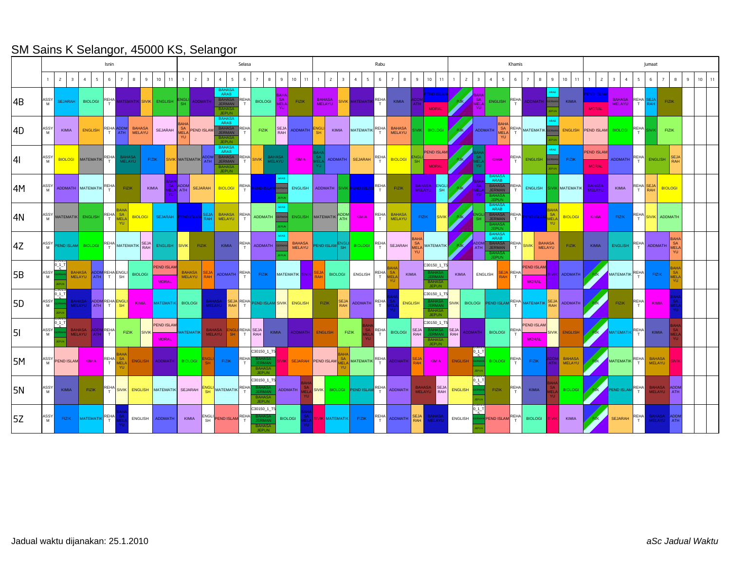# SM Sains K Selangor, 45000 KS, Selangor

| | Isnin | | | | | | | | | | | Selasa | | | | | | | | | | | Rabu | | | | | | | | | | | Khamis | | | | | | | | | | | Jumaat | | | | | | | | | | |
|---|---|---|---|---|---|---|---|---|---|---|---|---|---|---|---|---|---|---|---|---|---|---|---|---|---|---|---|---|---|---|---|---|---|---|---|---|---|---|---|---|---|---|---|---|---|---|---|---|---|---|---|---|---|---|---|
| | 1 | 2 | 3 | 4 | 5 | 6 | 7 | 8 | 9 | 10 | 11 | 1 | 2 | 3 | 4 | 5 | 6 | 7 | 8 | 9 | 10 | 11 | 1 | 2 | 3 | 4 | 5 | 6 | 7 | 8 | 9 | 10 | 11 | 1 | 2 | 3 | 4 | 5 | 6 | 7 | 8 | 9 | 10 | 11 | 1 | 2 | 3 | 4 | 5 | 6 | 7 | 8 | 9 | 10 | 11 |
| 4B | ASSY M | SEJARAH | | BIOLOGI | | REHAT | MATEMATIK | | SIVIK | ENGLISH | | ENGLISH | ADDMATH | | BAHASA ARAB / BAHASA JERMAN / BAHASA JEPUN | | REHAT | BIOLOGI | | BAHASA MELAYU | FIZIK | | BAHASA MELAYU | | SIVIK | MATEMATIK | | REHAT | KIMIA | | ADDMATH | PEND ISLAM / MORAL | | PJK | | BAHASA MELAYU | ENGLISH | | REHAT | ADDMATH | | ARAB / GERMAN / JEPUN | KIMIA | | PEND ISLAM / MORAL | | BAHASA MELAYU | | REHAT | SEJARAH | FIZIK | | | | |
| 4D | ASSY M | KIMIA | | ENGLISH | | REHAT | ADDMATH | BAHASA MELAYU | | SEJARAH | | BAHASA MELAYU | PEND ISLAM | | BAHASA ARAB / BAHASA JERMAN / BAHASA JEPUN | | REHAT | FIZIK | | SEJARAH | ADDMATH | | ENGLISH | KIMIA | | MATEMATIK | | REHAT | BAHASA MELAYU | | SIVIK | BIOLOGI | | PJK | | ADDMATH | | BAHASA MELAYU | REHAT | MATEMATIK | | ARAB / GERMAN / JEPUN | ENGLISH | | PEND ISLAM | | BIOLOGI | | REHAT | SIVIK | FIZIK | | | | |
| 4I | ASSY M | BIOLOGI | | MATEMATIK | | REHAT | BAHASA MELAYU | | FIZIK | | SIVIK | MATEMATIK | | ADDMATH | BAHASA ARAB / BAHASA JERMAN / BAHASA JEPUN | | REHAT | SIVIK | BAHASA MELAYU | | KIMIA | | BAHASA MELAYU | ADDMATH | | SEJARAH | | REHAT | BIOLOGI | | ENGLISH | PEND ISLAM / MORAL | | PJK | | BAHASA MELAYU | KIMIA | | REHAT | ENGLISH | | ARAB / GERMAN / JEPUN | FIZIK | | PEND ISLAM / MORAL | | ADDMATH | | REHAT | ENGLISH | | SEJARAH | | | |
| 4M | ASSY M | ADDMATH | | MATEMATIK | | REHAT | FIZIK | | KIMIA | | BAHASA MELAYU | ADDMATH | SEJARAH | | BIOLOGI | | REHAT | PEND ISLAM | | ARAB / GERMAN / JEPUN | ENGLISH | | ADDMATH | | SIVIK | PEND ISLAM | | REHAT | FIZIK | | BAHASA MELAYU | | ENGLISH | PJK | | BAHASA MELAYU | BAHASA ARAB / BAHASA JERMAN / BAHASA JEPUN | | REHAT | ENGLISH | | SIVIK | MATEMATIK | | BAHASA MELAYU | | KIMIA | | REHAT | SEJARAH | BIOLOGI | | | | |
| 4N | ASSY M | MATEMATIK | | ENGLISH | | REHAT | BAHASA MELAYU | BIOLOGI | | SEJARAH | | PEND ISLAM | | SEJARAH | BAHASA MELAYU | | REHAT | ADDMATH | | ARAB / GERMAN / JEPUN | ENGLISH | | MATEMATIK | | ADDMATH | KIMIA | | REHAT | BAHASA MELAYU | | FIZIK | | SIVIK | PJK | | ENGLISH | BAHASA ARAB / BAHASA JERMAN / BAHASA JEPUN | | REHAT | PEND ISLAM | | BAHASA MELAYU | BIOLOGI | | KIMIA | | FIZIK | | REHAT | SIVIK | ADDMATH | | | | |
| 4Z | ASSY M | PEND ISLAM | | BIOLOGI | | REHAT | MATEMATIK | | SEJARAH | ENGLISH | | SIVIK | FIZIK | | KIMIA | | REHAT | ADDMATH | | ARAB / GERMAN / JEPUN | BAHASA MELAYU | | PEND ISLAM | | ENGLISH | BIOLOGI | | REHAT | SEJARAH | | BAHASA MELAYU | MATEMATIK | | PJK | | ADDMATH | BAHASA ARAB / BAHASA JERMAN / BAHASA JEPUN | | REHAT | SIVIK | BAHASA MELAYU | | FIZIK | | KIMIA | | ENGLISH | | REHAT | ADDMATH | | BAHASA MELAYU | | | |
| 5B | ASSY M | C30150_1_T5 GERMAN / JEPUN | BAHASA MELAYU | | ADDMATH | REHAT | ENGLISH | BIOLOGI | | PEND ISLAM / MORAL | | BAHASA MELAYU | | SEJARAH | ADDMATH | | REHAT | FIZIK | | MATEMATIK | | SIVIK | SEJARAH | BIOLOGI | | ENGLISH | | REHAT | BAHASA MELAYU | KIMIA | | C30150_1_T5 BAHASA JERMAN / BAHASA JEPUN | | KIMIA | | ENGLISH | | SEJARAH | REHAT | PEND ISLAM / MORAL | | SIVIK | ADDMATH | | PJK | | MATEMATIK | | REHAT | FIZIK | | BAHASA MELAYU | | | |
| 5D | ASSY M | C30150_1_T5 GERMAN / JEPUN | BAHASA MELAYU | | ADDMATH | REHAT | ENGLISH | KIMIA | | MATEMATIK | | BIOLOGI | | BAHASA MELAYU | | SEJARAH | REHAT | PEND ISLAM | | SIVIK | ENGLISH | | FIZIK | | SEJARAH | ADDMATH | | REHAT | BAHASA MELAYU | ENGLISH | | C30150_1_T5 BAHASA JERMAN / BAHASA JEPUN | | SIVIK | BIOLOGI | | PEND ISLAM | | REHAT | MATEMATIK | | SEJARAH | ADDMATH | | PJK | | FIZIK | | REHAT | KIMIA | | BAHASA MELAYU | | | |
| 5I | ASSY M | C30150_1_T5 GERMAN / JEPUN | BAHASA MELAYU | | ADDMATH | REHAT | FIZIK | | SIVIK | PEND ISLAM / MORAL | | MATEMATIK | | BAHASA MELAYU | | ENGLISH | REHAT | SEJARAH | KIMIA | | ADDMATH | | ENGLISH | | FIZIK | | BAHASA MELAYU | REHAT | BIOLOGI | | SEJARAH | C30150_1_T5 BAHASA JERMAN / BAHASA JEPUN | | SEJARAH | ADDMATH | | BIOLOGI | | REHAT | PEND ISLAM / MORAL | | SIVIK | ENGLISH | | PJK | | MATEMATIK | | REHAT | KIMIA | | BAHASA MELAYU | | | |
| 5M | ASSY M | PEND ISLAM | | KIMIA | | REHAT | BAHASA MELAYU | ENGLISH | | ADDMATH | | BIOLOGI | | ENGLISH | FIZIK | | REHAT | C30150_1_T5 BAHASA JERMAN / BAHASA JEPUN | | SIVIK | SEJARAH | | PEND ISLAM | | BAHASA MELAYU | MATEMATIK | | REHAT | ADDMATH | | SEJARAH | KIMIA | | ENGLISH | | C30150_1_T5 GERMAN / JEPUN | BIOLOGI | | REHAT | FIZIK | | ADDMATH | BAHASA MELAYU | | PJK | | MATEMATIK | | REHAT | BAHASA MELAYU | | SIVIK | | | |
| 5N | ASSY M | KIMIA | | FIZIK | | REHAT | SIVIK | ENGLISH | | MATEMATIK | | SEJARAH | | ENGLISH | MATEMATIK | | REHAT | C30150_1_T5 BAHASA JERMAN / BAHASA JEPUN | | ADDMATH | | BAHASA MELAYU | SIVIK | BIOLOGI | | PEND ISLAM | | REHAT | ADDMATH | | BAHASA MELAYU | | SEJARAH | ENGLISH | | C30150_1_T5 GERMAN / JEPUN | FIZIK | | REHAT | KIMIA | | BAHASA MELAYU | BIOLOGI | | PJK | | PEND ISLAM | | REHAT | BAHASA MELAYU | | ADDMATH | | | |
| 5Z | ASSY M | FIZIK | | MATEMATIK | | REHAT | BAHASA MELAYU | ENGLISH | | ADDMATH | | KIMIA | | ENGLISH | PEND ISLAM | | REHAT | C30150_1_T5 BAHASA JERMAN / BAHASA JEPUN | | BIOLOGI | | BAHASA MELAYU | SIVIK | MATEMATIK | | FIZIK | | REHAT | ADDMATH | | SEJARAH | BAHASA MELAYU | | ENGLISH | | C30150_1_T5 GERMAN / JEPUN | PEND ISLAM | | REHAT | BIOLOGI | | SIVIK | KIMIA | | PJK | | SEJARAH | | REHAT | BAHASA MELAYU | | ADDMATH | | | |

Jadual waktu dijanakan: 25.1.2010

*aSc Jadual Waktu*